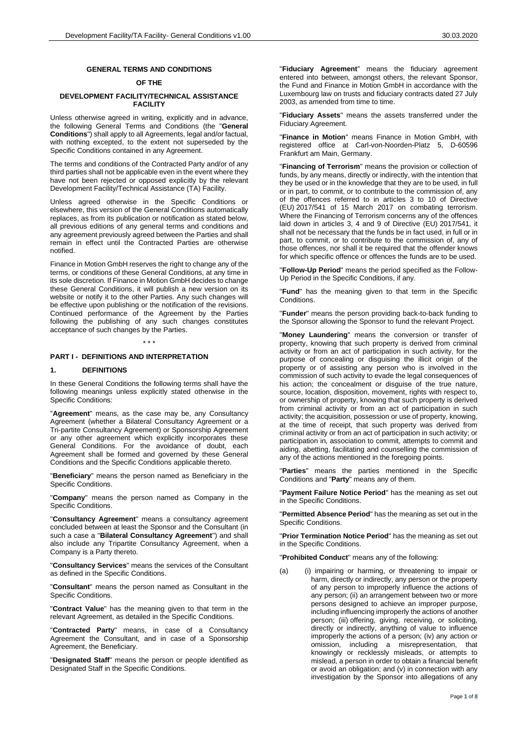# GENERAL TERMS AND CONDITIONS

## OF THE

## DEVELOPMENT FACILITY/TECHNICAL ASSISTANCE FACILITY

Unless otherwise agreed in writing, explicitly and in advance, the following General Terms and Conditions (the "**General Conditions**") shall apply to all Agreements, legal and/or factual, with nothing excepted, to the extent not superseded by the Specific Conditions contained in any Agreement.

The terms and conditions of the Contracted Party and/or of any third parties shall not be applicable even in the event where they have not been rejected or opposed explicitly by the relevant Development Facility/Technical Assistance (TA) Facility.

Unless agreed otherwise in the Specific Conditions or elsewhere, this version of the General Conditions automatically replaces, as from its publication or notification as stated below, all previous editions of any general terms and conditions and any agreement previously agreed between the Parties and shall remain in effect until the Contracted Parties are otherwise notified.

Finance in Motion GmbH reserves the right to change any of the terms, or conditions of these General Conditions, at any time in its sole discretion. If Finance in Motion GmbH decides to change these General Conditions, it will publish a new version on its website or notify it to the other Parties. Any such changes will be effective upon publishing or the notification of the revisions. Continued performance of the Agreement by the Parties following the publishing of any such changes constitutes acceptance of such changes by the Parties.

\* \* \*

## PART I - DEFINITIONS AND INTERPRETATION

### 1. DEFINITIONS

In these General Conditions the following terms shall have the following meanings unless explicitly stated otherwise in the Specific Conditions:

"**Agreement**" means, as the case may be, any Consultancy Agreement (whether a Bilateral Consultancy Agreement or a Tri-partite Consultancy Agreement) or Sponsorship Agreement or any other agreement which explicitly incorporates these General Conditions. For the avoidance of doubt, each Agreement shall be formed and governed by these General Conditions and the Specific Conditions applicable thereto.

"**Beneficiary**" means the person named as Beneficiary in the Specific Conditions.

"**Company**" means the person named as Company in the Specific Conditions.

"**Consultancy Agreement**" means a consultancy agreement concluded between at least the Sponsor and the Consultant (in such a case a "**Bilateral Consultancy Agreement**") and shall also include any Tripartite Consultancy Agreement, when a Company is a Party thereto.

"**Consultancy Services**" means the services of the Consultant as defined in the Specific Conditions.

"**Consultant**" means the person named as Consultant in the Specific Conditions.

"**Contract Value**" has the meaning given to that term in the relevant Agreement, as detailed in the Specific Conditions.

"**Contracted Party**" means, in case of a Consultancy Agreement the Consultant, and in case of a Sponsorship Agreement, the Beneficiary.

"**Designated Staff**" means the person or people identified as Designated Staff in the Specific Conditions.

"**Fiduciary Agreement**" means the fiduciary agreement entered into between, amongst others, the relevant Sponsor, the Fund and Finance in Motion GmbH in accordance with the Luxembourg law on trusts and fiduciary contracts dated 27 July 2003, as amended from time to time.

"**Fiduciary Assets**" means the assets transferred under the Fiduciary Agreement.

"**Finance in Motion**" means Finance in Motion GmbH, with registered office at Carl-von-Noorden-Platz 5, D-60596 Frankfurt am Main, Germany.

"**Financing of Terrorism**" means the provision or collection of funds, by any means, directly or indirectly, with the intention that they be used or in the knowledge that they are to be used, in full or in part, to commit, or to contribute to the commission of, any of the offences referred to in articles 3 to 10 of Directive (EU) 2017/541 of 15 March 2017 on combating terrorism. Where the Financing of Terrorism concerns any of the offences laid down in articles 3, 4 and 9 of Directive (EU) 2017/541, it shall not be necessary that the funds be in fact used, in full or in part, to commit, or to contribute to the commission of, any of those offences, nor shall it be required that the offender knows for which specific offence or offences the funds are to be used.

"**Follow-Up Period**" means the period specified as the Follow-Up Period in the Specific Conditions, if any.

"**Fund**" has the meaning given to that term in the Specific Conditions.

"**Funder**" means the person providing back-to-back funding to the Sponsor allowing the Sponsor to fund the relevant Project.

"**Money Laundering**" means the conversion or transfer of property, knowing that such property is derived from criminal activity or from an act of participation in such activity, for the purpose of concealing or disguising the illicit origin of the property or of assisting any person who is involved in the commission of such activity to evade the legal consequences of his action; the concealment or disguise of the true nature, source, location, disposition, movement, rights with respect to, or ownership of property, knowing that such property is derived from criminal activity or from an act of participation in such activity; the acquisition, possession or use of property, knowing, at the time of receipt, that such property was derived from criminal activity or from an act of participation in such activity; or participation in, association to commit, attempts to commit and aiding, abetting, facilitating and counselling the commission of any of the actions mentioned in the foregoing points.

"**Parties**" means the parties mentioned in the Specific Conditions and "**Party**" means any of them.

"**Payment Failure Notice Period**" has the meaning as set out in the Specific Conditions.

"**Permitted Absence Period**" has the meaning as set out in the Specific Conditions.

"**Prior Termination Notice Period**" has the meaning as set out in the Specific Conditions.

"**Prohibited Conduct**" means any of the following:

(a) (i) impairing or harming, or threatening to impair or harm, directly or indirectly, any person or the property of any person to improperly influence the actions of any person; (ii) an arrangement between two or more persons designed to achieve an improper purpose, including influencing improperly the actions of another person; (iii) offering, giving, receiving, or soliciting, directly or indirectly, anything of value to influence improperly the actions of a person; (iv) any action or omission, including a misrepresentation, that knowingly or recklessly misleads, or attempts to mislead, a person in order to obtain a financial benefit or avoid an obligation; and (v) in connection with any investigation by the Sponsor into allegations of any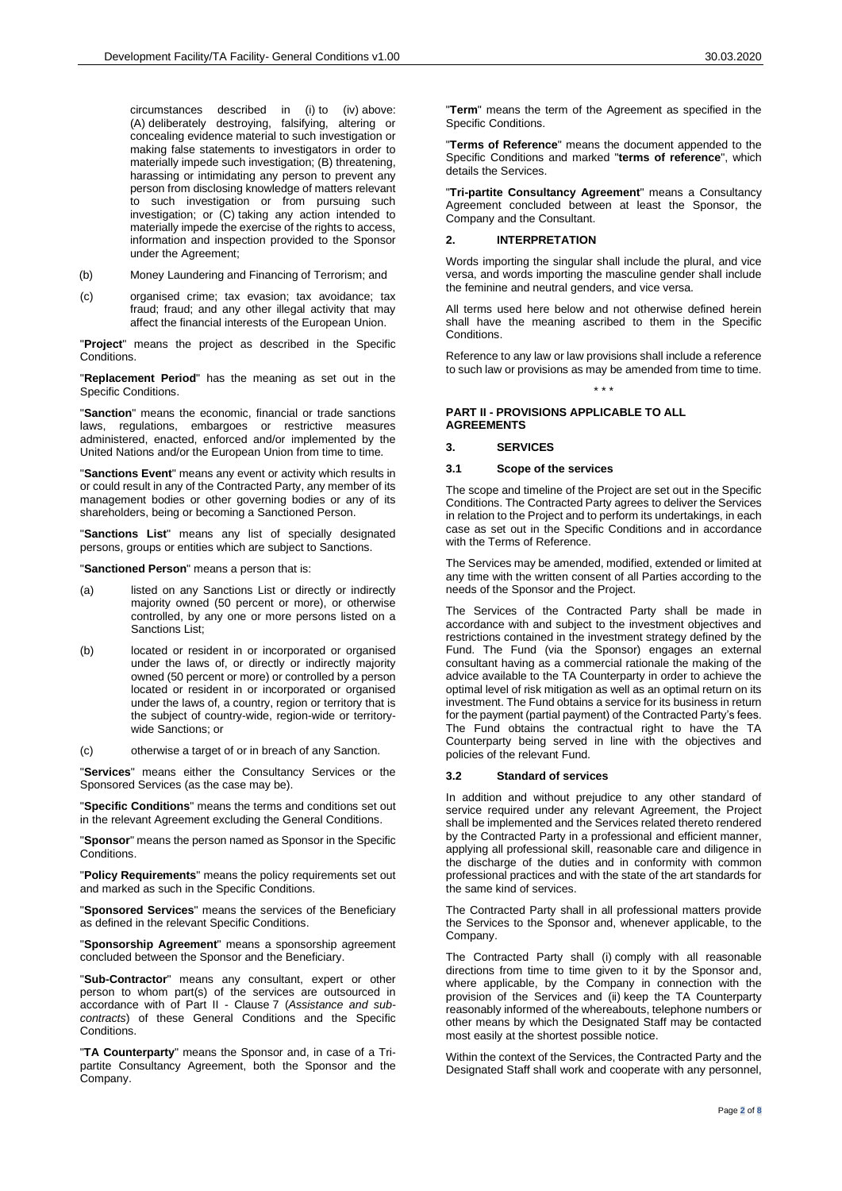circumstances described in (i) to (iv) above: (A) deliberately destroying, falsifying, altering or concealing evidence material to such investigation or making false statements to investigators in order to materially impede such investigation; (B) threatening, harassing or intimidating any person to prevent any person from disclosing knowledge of matters relevant to such investigation or from pursuing such investigation; or (C) taking any action intended to materially impede the exercise of the rights to access, information and inspection provided to the Sponsor under the Agreement;

(b) Money Laundering and Financing of Terrorism; and

(c) organised crime; tax evasion; tax avoidance; tax fraud; fraud; and any other illegal activity that may affect the financial interests of the European Union.

"**Project**" means the project as described in the Specific Conditions.

"**Replacement Period**" has the meaning as set out in the Specific Conditions.

"**Sanction**" means the economic, financial or trade sanctions laws, regulations, embargoes or restrictive measures administered, enacted, enforced and/or implemented by the United Nations and/or the European Union from time to time.

"**Sanctions Event**" means any event or activity which results in or could result in any of the Contracted Party, any member of its management bodies or other governing bodies or any of its shareholders, being or becoming a Sanctioned Person.

"**Sanctions List**" means any list of specially designated persons, groups or entities which are subject to Sanctions.

"**Sanctioned Person**" means a person that is:

(a) listed on any Sanctions List or directly or indirectly majority owned (50 percent or more), or otherwise controlled, by any one or more persons listed on a Sanctions List;

(b) located or resident in or incorporated or organised under the laws of, or directly or indirectly majority owned (50 percent or more) or controlled by a person located or resident in or incorporated or organised under the laws of, a country, region or territory that is the subject of country-wide, region-wide or territory-wide Sanctions; or

(c) otherwise a target of or in breach of any Sanction.

"**Services**" means either the Consultancy Services or the Sponsored Services (as the case may be).

"**Specific Conditions**" means the terms and conditions set out in the relevant Agreement excluding the General Conditions.

"**Sponsor**" means the person named as Sponsor in the Specific Conditions.

"**Policy Requirements**" means the policy requirements set out and marked as such in the Specific Conditions.

"**Sponsored Services**" means the services of the Beneficiary as defined in the relevant Specific Conditions.

"**Sponsorship Agreement**" means a sponsorship agreement concluded between the Sponsor and the Beneficiary.

"**Sub-Contractor**" means any consultant, expert or other person to whom part(s) of the services are outsourced in accordance with of Part II - Clause 7 (*Assistance and sub-contracts*) of these General Conditions and the Specific Conditions.

"**TA Counterparty**" means the Sponsor and, in case of a Tri-partite Consultancy Agreement, both the Sponsor and the Company.

"**Term**" means the term of the Agreement as specified in the Specific Conditions.

"**Terms of Reference**" means the document appended to the Specific Conditions and marked "**terms of reference**", which details the Services.

"**Tri-partite Consultancy Agreement**" means a Consultancy Agreement concluded between at least the Sponsor, the Company and the Consultant.

## 2. INTERPRETATION

Words importing the singular shall include the plural, and vice versa, and words importing the masculine gender shall include the feminine and neutral genders, and vice versa.

All terms used here below and not otherwise defined herein shall have the meaning ascribed to them in the Specific Conditions.

Reference to any law or law provisions shall include a reference to such law or provisions as may be amended from time to time.

\* \* \*

## PART II - PROVISIONS APPLICABLE TO ALL AGREEMENTS

## 3. SERVICES

### 3.1 Scope of the services

The scope and timeline of the Project are set out in the Specific Conditions. The Contracted Party agrees to deliver the Services in relation to the Project and to perform its undertakings, in each case as set out in the Specific Conditions and in accordance with the Terms of Reference.

The Services may be amended, modified, extended or limited at any time with the written consent of all Parties according to the needs of the Sponsor and the Project.

The Services of the Contracted Party shall be made in accordance with and subject to the investment objectives and restrictions contained in the investment strategy defined by the Fund. The Fund (via the Sponsor) engages an external consultant having as a commercial rationale the making of the advice available to the TA Counterparty in order to achieve the optimal level of risk mitigation as well as an optimal return on its investment. The Fund obtains a service for its business in return for the payment (partial payment) of the Contracted Party's fees. The Fund obtains the contractual right to have the TA Counterparty being served in line with the objectives and policies of the relevant Fund.

### 3.2 Standard of services

In addition and without prejudice to any other standard of service required under any relevant Agreement, the Project shall be implemented and the Services related thereto rendered by the Contracted Party in a professional and efficient manner, applying all professional skill, reasonable care and diligence in the discharge of the duties and in conformity with common professional practices and with the state of the art standards for the same kind of services.

The Contracted Party shall in all professional matters provide the Services to the Sponsor and, whenever applicable, to the Company.

The Contracted Party shall (i) comply with all reasonable directions from time to time given to it by the Sponsor and, where applicable, by the Company in connection with the provision of the Services and (ii) keep the TA Counterparty reasonably informed of the whereabouts, telephone numbers or other means by which the Designated Staff may be contacted most easily at the shortest possible notice.

Within the context of the Services, the Contracted Party and the Designated Staff shall work and cooperate with any personnel,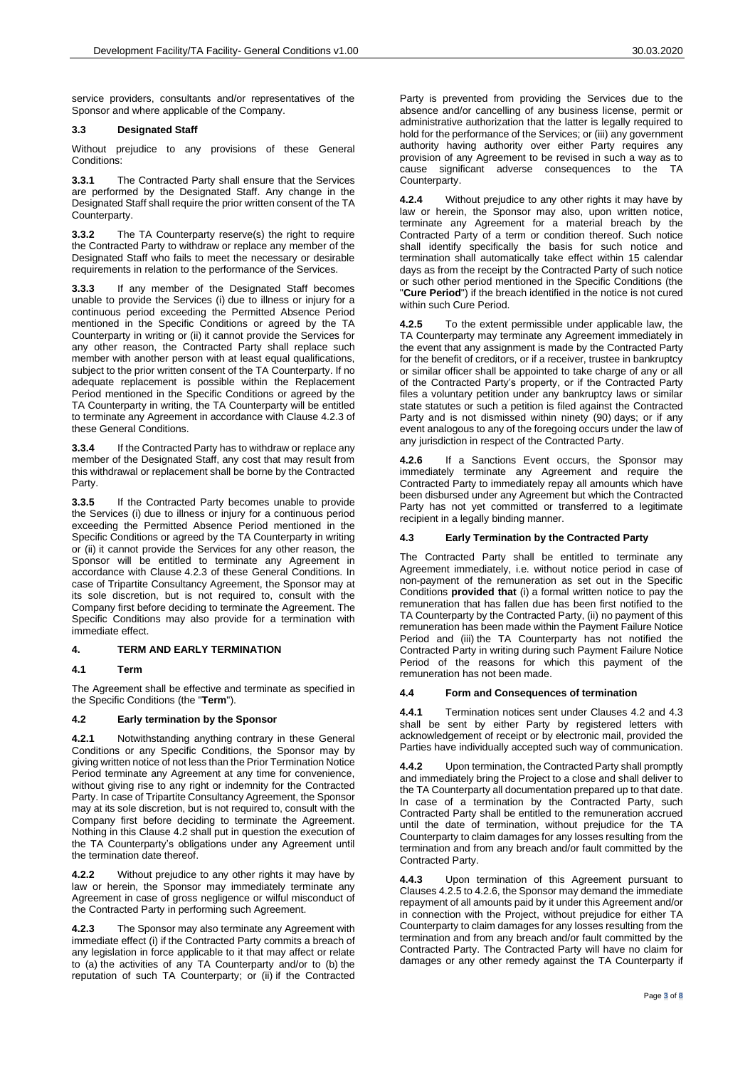service providers, consultants and/or representatives of the Sponsor and where applicable of the Company.

### 3.3 Designated Staff

Without prejudice to any provisions of these General Conditions:

**3.3.1** The Contracted Party shall ensure that the Services are performed by the Designated Staff. Any change in the Designated Staff shall require the prior written consent of the TA Counterparty.

**3.3.2** The TA Counterparty reserve(s) the right to require the Contracted Party to withdraw or replace any member of the Designated Staff who fails to meet the necessary or desirable requirements in relation to the performance of the Services.

**3.3.3** If any member of the Designated Staff becomes unable to provide the Services (i) due to illness or injury for a continuous period exceeding the Permitted Absence Period mentioned in the Specific Conditions or agreed by the TA Counterparty in writing or (ii) it cannot provide the Services for any other reason, the Contracted Party shall replace such member with another person with at least equal qualifications, subject to the prior written consent of the TA Counterparty. If no adequate replacement is possible within the Replacement Period mentioned in the Specific Conditions or agreed by the TA Counterparty in writing, the TA Counterparty will be entitled to terminate any Agreement in accordance with Clause 4.2.3 of these General Conditions.

**3.3.4** If the Contracted Party has to withdraw or replace any member of the Designated Staff, any cost that may result from this withdrawal or replacement shall be borne by the Contracted Party.

**3.3.5** If the Contracted Party becomes unable to provide the Services (i) due to illness or injury for a continuous period exceeding the Permitted Absence Period mentioned in the Specific Conditions or agreed by the TA Counterparty in writing or (ii) it cannot provide the Services for any other reason, the Sponsor will be entitled to terminate any Agreement in accordance with Clause 4.2.3 of these General Conditions. In case of Tripartite Consultancy Agreement, the Sponsor may at its sole discretion, but is not required to, consult with the Company first before deciding to terminate the Agreement. The Specific Conditions may also provide for a termination with immediate effect.

## 4. TERM AND EARLY TERMINATION

### 4.1 Term

The Agreement shall be effective and terminate as specified in the Specific Conditions (the "**Term**").

### 4.2 Early termination by the Sponsor

**4.2.1** Notwithstanding anything contrary in these General Conditions or any Specific Conditions, the Sponsor may by giving written notice of not less than the Prior Termination Notice Period terminate any Agreement at any time for convenience, without giving rise to any right or indemnity for the Contracted Party. In case of Tripartite Consultancy Agreement, the Sponsor may at its sole discretion, but is not required to, consult with the Company first before deciding to terminate the Agreement. Nothing in this Clause 4.2 shall put in question the execution of the TA Counterparty's obligations under any Agreement until the termination date thereof.

**4.2.2** Without prejudice to any other rights it may have by law or herein, the Sponsor may immediately terminate any Agreement in case of gross negligence or wilful misconduct of the Contracted Party in performing such Agreement.

**4.2.3** The Sponsor may also terminate any Agreement with immediate effect (i) if the Contracted Party commits a breach of any legislation in force applicable to it that may affect or relate to (a) the activities of any TA Counterparty and/or to (b) the reputation of such TA Counterparty; or (ii) if the Contracted Party is prevented from providing the Services due to the absence and/or cancelling of any business license, permit or administrative authorization that the latter is legally required to hold for the performance of the Services; or (iii) any government authority having authority over either Party requires any provision of any Agreement to be revised in such a way as to cause significant adverse consequences to the TA Counterparty.

**4.2.4** Without prejudice to any other rights it may have by law or herein, the Sponsor may also, upon written notice, terminate any Agreement for a material breach by the Contracted Party of a term or condition thereof. Such notice shall identify specifically the basis for such notice and termination shall automatically take effect within 15 calendar days as from the receipt by the Contracted Party of such notice or such other period mentioned in the Specific Conditions (the "**Cure Period**") if the breach identified in the notice is not cured within such Cure Period.

**4.2.5** To the extent permissible under applicable law, the TA Counterparty may terminate any Agreement immediately in the event that any assignment is made by the Contracted Party for the benefit of creditors, or if a receiver, trustee in bankruptcy or similar officer shall be appointed to take charge of any or all of the Contracted Party's property, or if the Contracted Party files a voluntary petition under any bankruptcy laws or similar state statutes or such a petition is filed against the Contracted Party and is not dismissed within ninety (90) days; or if any event analogous to any of the foregoing occurs under the law of any jurisdiction in respect of the Contracted Party.

**4.2.6** If a Sanctions Event occurs, the Sponsor may immediately terminate any Agreement and require the Contracted Party to immediately repay all amounts which have been disbursed under any Agreement but which the Contracted Party has not yet committed or transferred to a legitimate recipient in a legally binding manner.

### 4.3 Early Termination by the Contracted Party

The Contracted Party shall be entitled to terminate any Agreement immediately, i.e. without notice period in case of non-payment of the remuneration as set out in the Specific Conditions **provided that** (i) a formal written notice to pay the remuneration that has fallen due has been first notified to the TA Counterparty by the Contracted Party, (ii) no payment of this remuneration has been made within the Payment Failure Notice Period and (iii) the TA Counterparty has not notified the Contracted Party in writing during such Payment Failure Notice Period of the reasons for which this payment of the remuneration has not been made.

### 4.4 Form and Consequences of termination

**4.4.1** Termination notices sent under Clauses 4.2 and 4.3 shall be sent by either Party by registered letters with acknowledgement of receipt or by electronic mail, provided the Parties have individually accepted such way of communication.

**4.4.2** Upon termination, the Contracted Party shall promptly and immediately bring the Project to a close and shall deliver to the TA Counterparty all documentation prepared up to that date. In case of a termination by the Contracted Party, such Contracted Party shall be entitled to the remuneration accrued until the date of termination, without prejudice for the TA Counterparty to claim damages for any losses resulting from the termination and from any breach and/or fault committed by the Contracted Party.

**4.4.3** Upon termination of this Agreement pursuant to Clauses 4.2.5 to 4.2.6, the Sponsor may demand the immediate repayment of all amounts paid by it under this Agreement and/or in connection with the Project, without prejudice for either TA Counterparty to claim damages for any losses resulting from the termination and from any breach and/or fault committed by the Contracted Party. The Contracted Party will have no claim for damages or any other remedy against the TA Counterparty if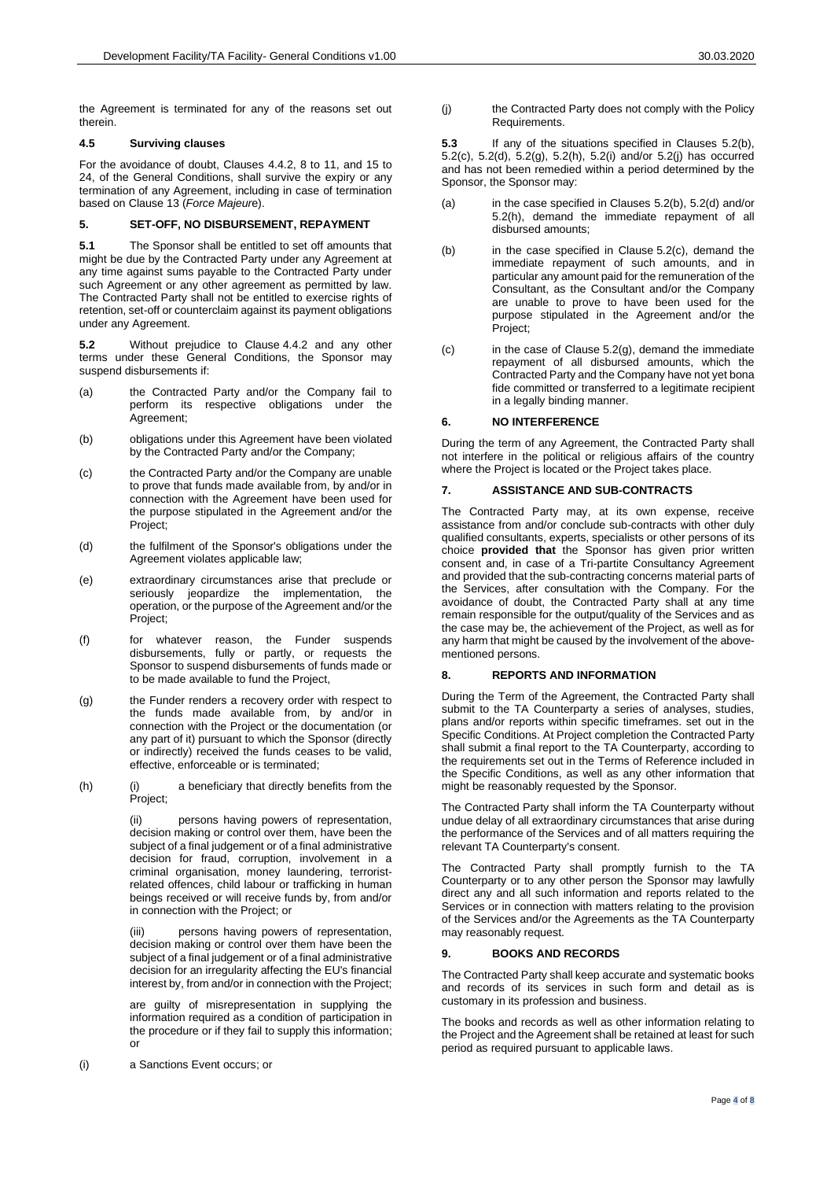the Agreement is terminated for any of the reasons set out therein.

### 4.5 Surviving clauses

For the avoidance of doubt, Clauses 4.4.2, 8 to 11, and 15 to 24, of the General Conditions, shall survive the expiry or any termination of any Agreement, including in case of termination based on Clause 13 (*Force Majeure*).

## 5. SET-OFF, NO DISBURSEMENT, REPAYMENT

**5.1** The Sponsor shall be entitled to set off amounts that might be due by the Contracted Party under any Agreement at any time against sums payable to the Contracted Party under such Agreement or any other agreement as permitted by law. The Contracted Party shall not be entitled to exercise rights of retention, set-off or counterclaim against its payment obligations under any Agreement.

**5.2** Without prejudice to Clause 4.4.2 and any other terms under these General Conditions, the Sponsor may suspend disbursements if:

(a) the Contracted Party and/or the Company fail to perform its respective obligations under the Agreement;

(b) obligations under this Agreement have been violated by the Contracted Party and/or the Company;

(c) the Contracted Party and/or the Company are unable to prove that funds made available from, by and/or in connection with the Agreement have been used for the purpose stipulated in the Agreement and/or the Project;

(d) the fulfilment of the Sponsor's obligations under the Agreement violates applicable law;

(e) extraordinary circumstances arise that preclude or seriously jeopardize the implementation, the operation, or the purpose of the Agreement and/or the Project;

(f) for whatever reason, the Funder suspends disbursements, fully or partly, or requests the Sponsor to suspend disbursements of funds made or to be made available to fund the Project,

(g) the Funder renders a recovery order with respect to the funds made available from, by and/or in connection with the Project or the documentation (or any part of it) pursuant to which the Sponsor (directly or indirectly) received the funds ceases to be valid, effective, enforceable or is terminated;

(h) (i) a beneficiary that directly benefits from the Project;

(ii) persons having powers of representation, decision making or control over them, have been the subject of a final judgement or of a final administrative decision for fraud, corruption, involvement in a criminal organisation, money laundering, terrorist-related offences, child labour or trafficking in human beings received or will receive funds by, from and/or in connection with the Project; or

(iii) persons having powers of representation, decision making or control over them have been the subject of a final judgement or of a final administrative decision for an irregularity affecting the EU's financial interest by, from and/or in connection with the Project;

are guilty of misrepresentation in supplying the information required as a condition of participation in the procedure or if they fail to supply this information; or

(i) a Sanctions Event occurs; or

(j) the Contracted Party does not comply with the Policy Requirements.

**5.3** If any of the situations specified in Clauses 5.2(b), 5.2(c), 5.2(d), 5.2(g), 5.2(h), 5.2(i) and/or 5.2(j) has occurred and has not been remedied within a period determined by the Sponsor, the Sponsor may:

(a) in the case specified in Clauses 5.2(b), 5.2(d) and/or 5.2(h), demand the immediate repayment of all disbursed amounts;

(b) in the case specified in Clause 5.2(c), demand the immediate repayment of such amounts, and in particular any amount paid for the remuneration of the Consultant, as the Consultant and/or the Company are unable to prove to have been used for the purpose stipulated in the Agreement and/or the Project;

(c) in the case of Clause 5.2(g), demand the immediate repayment of all disbursed amounts, which the Contracted Party and the Company have not yet bona fide committed or transferred to a legitimate recipient in a legally binding manner.

## 6. NO INTERFERENCE

During the term of any Agreement, the Contracted Party shall not interfere in the political or religious affairs of the country where the Project is located or the Project takes place.

## 7. ASSISTANCE AND SUB-CONTRACTS

The Contracted Party may, at its own expense, receive assistance from and/or conclude sub-contracts with other duly qualified consultants, experts, specialists or other persons of its choice **provided that** the Sponsor has given prior written consent and, in case of a Tri-partite Consultancy Agreement and provided that the sub-contracting concerns material parts of the Services, after consultation with the Company. For the avoidance of doubt, the Contracted Party shall at any time remain responsible for the output/quality of the Services and as the case may be, the achievement of the Project, as well as for any harm that might be caused by the involvement of the above-mentioned persons.

## 8. REPORTS AND INFORMATION

During the Term of the Agreement, the Contracted Party shall submit to the TA Counterparty a series of analyses, studies, plans and/or reports within specific timeframes. set out in the Specific Conditions. At Project completion the Contracted Party shall submit a final report to the TA Counterparty, according to the requirements set out in the Terms of Reference included in the Specific Conditions, as well as any other information that might be reasonably requested by the Sponsor.

The Contracted Party shall inform the TA Counterparty without undue delay of all extraordinary circumstances that arise during the performance of the Services and of all matters requiring the relevant TA Counterparty's consent.

The Contracted Party shall promptly furnish to the TA Counterparty or to any other person the Sponsor may lawfully direct any and all such information and reports related to the Services or in connection with matters relating to the provision of the Services and/or the Agreements as the TA Counterparty may reasonably request.

## 9. BOOKS AND RECORDS

The Contracted Party shall keep accurate and systematic books and records of its services in such form and detail as is customary in its profession and business.

The books and records as well as other information relating to the Project and the Agreement shall be retained at least for such period as required pursuant to applicable laws.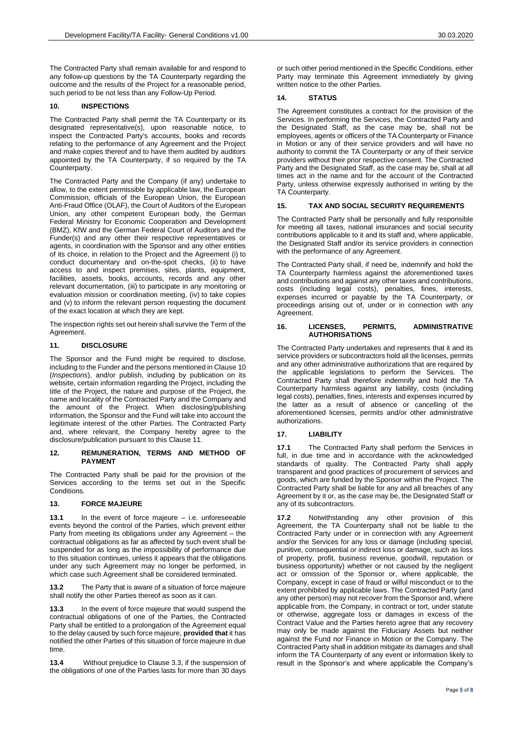The Contracted Party shall remain available for and respond to any follow-up questions by the TA Counterparty regarding the outcome and the results of the Project for a reasonable period, such period to be not less than any Follow-Up Period.

## 10. INSPECTIONS

The Contracted Party shall permit the TA Counterparty or its designated representative(s), upon reasonable notice, to inspect the Contracted Party's accounts, books and records relating to the performance of any Agreement and the Project and make copies thereof and to have them audited by auditors appointed by the TA Counterparty, if so required by the TA Counterparty.

The Contracted Party and the Company (if any) undertake to allow, to the extent permissible by applicable law, the European Commission, officials of the European Union, the European Anti-Fraud Office (OLAF), the Court of Auditors of the European Union, any other competent European body, the German Federal Ministry for Economic Cooperation and Development (BMZ), KfW and the German Federal Court of Auditors and the Funder(s) and any other their respective representatives or agents, in coordination with the Sponsor and any other entities of its choice, in relation to the Project and the Agreement (i) to conduct documentary and on-the-spot checks, (ii) to have access to and inspect premises, sites, plants, equipment, facilities, assets, books, accounts, records and any other relevant documentation, (iii) to participate in any monitoring or evaluation mission or coordination meeting, (iv) to take copies and (v) to inform the relevant person requesting the document of the exact location at which they are kept.

The inspection rights set out herein shall survive the Term of the Agreement.

## 11. DISCLOSURE

The Sponsor and the Fund might be required to disclose, including to the Funder and the persons mentioned in Clause 10 (*Inspections*), and/or publish, including by publication on its website, certain information regarding the Project, including the title of the Project, the nature and purpose of the Project, the name and locality of the Contracted Party and the Company and the amount of the Project. When disclosing/publishing information, the Sponsor and the Fund will take into account the legitimate interest of the other Parties. The Contracted Party and, where relevant, the Company hereby agree to the disclosure/publication pursuant to this Clause 11.

## 12. REMUNERATION, TERMS AND METHOD OF PAYMENT

The Contracted Party shall be paid for the provision of the Services according to the terms set out in the Specific Conditions.

## 13. FORCE MAJEURE

**13.1** In the event of force majeure – i.e. unforeseeable events beyond the control of the Parties, which prevent either Party from meeting its obligations under any Agreement – the contractual obligations as far as affected by such event shall be suspended for as long as the impossibility of performance due to this situation continues, unless it appears that the obligations under any such Agreement may no longer be performed, in which case such Agreement shall be considered terminated.

**13.2** The Party that is aware of a situation of force majeure shall notify the other Parties thereof as soon as it can.

**13.3** In the event of force majeure that would suspend the contractual obligations of one of the Parties, the Contracted Party shall be entitled to a prolongation of the Agreement equal to the delay caused by such force majeure, **provided that** it has notified the other Parties of this situation of force majeure in due time.

**13.4** Without prejudice to Clause 3.3, if the suspension of the obligations of one of the Parties lasts for more than 30 days or such other period mentioned in the Specific Conditions, either Party may terminate this Agreement immediately by giving written notice to the other Parties.

## 14. STATUS

The Agreement constitutes a contract for the provision of the Services. In performing the Services, the Contracted Party and the Designated Staff, as the case may be, shall not be employees, agents or officers of the TA Counterparty or Finance in Motion or any of their service providers and will have no authority to commit the TA Counterparty or any of their service providers without their prior respective consent. The Contracted Party and the Designated Staff, as the case may be, shall at all times act in the name and for the account of the Contracted Party, unless otherwise expressly authorised in writing by the TA Counterparty.

## 15. TAX AND SOCIAL SECURITY REQUIREMENTS

The Contracted Party shall be personally and fully responsible for meeting all taxes, national insurances and social security contributions applicable to it and its staff and, where applicable, the Designated Staff and/or its service providers in connection with the performance of any Agreement.

The Contracted Party shall, if need be, indemnify and hold the TA Counterparty harmless against the aforementioned taxes and contributions and against any other taxes and contributions, costs (including legal costs), penalties, fines, interests, expenses incurred or payable by the TA Counterparty, or proceedings arising out of, under or in connection with any Agreement.

## 16. LICENSES, PERMITS, ADMINISTRATIVE AUTHORISATIONS

The Contracted Party undertakes and represents that it and its service providers or subcontractors hold all the licenses, permits and any other administrative authorizations that are required by the applicable legislations to perform the Services. The Contracted Party shall therefore indemnify and hold the TA Counterparty harmless against any liability, costs (including legal costs), penalties, fines, interests and expenses incurred by the latter as a result of absence or cancelling of the aforementioned licenses, permits and/or other administrative authorizations.

## 17. LIABILITY

**17.1** The Contracted Party shall perform the Services in full, in due time and in accordance with the acknowledged standards of quality. The Contracted Party shall apply transparent and good practices of procurement of services and goods, which are funded by the Sponsor within the Project. The Contracted Party shall be liable for any and all breaches of any Agreement by it or, as the case may be, the Designated Staff or any of its subcontractors.

**17.2** Notwithstanding any other provision of this Agreement, the TA Counterparty shall not be liable to the Contracted Party under or in connection with any Agreement and/or the Services for any loss or damage (including special, punitive, consequential or indirect loss or damage, such as loss of property, profit, business revenue, goodwill, reputation or business opportunity) whether or not caused by the negligent act or omission of the Sponsor or, where applicable, the Company, except in case of fraud or wilful misconduct or to the extent prohibited by applicable laws. The Contracted Party (and any other person) may not recover from the Sponsor and, where applicable from, the Company, in contract or tort, under statute or otherwise, aggregate loss or damages in excess of the Contract Value and the Parties hereto agree that any recovery may only be made against the Fiduciary Assets but neither against the Fund nor Finance in Motion or the Company. The Contracted Party shall in addition mitigate its damages and shall inform the TA Counterparty of any event or information likely to result in the Sponsor's and where applicable the Company's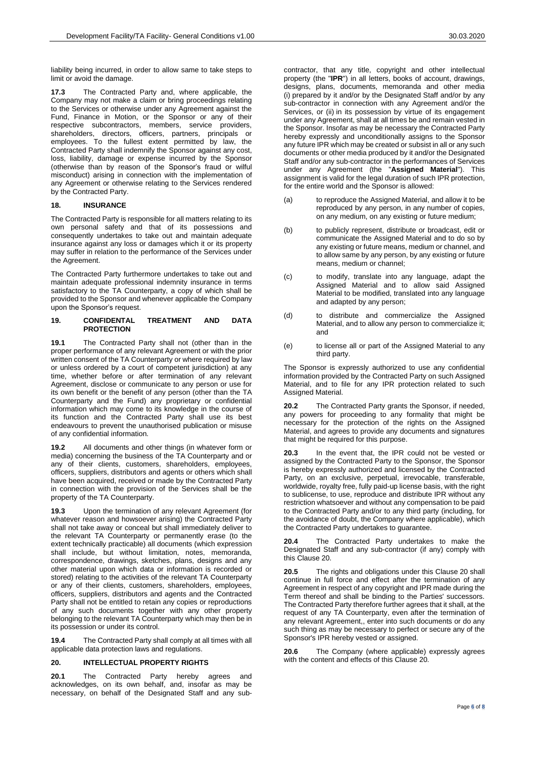liability being incurred, in order to allow same to take steps to limit or avoid the damage.

**17.3** The Contracted Party and, where applicable, the Company may not make a claim or bring proceedings relating to the Services or otherwise under any Agreement against the Fund, Finance in Motion, or the Sponsor or any of their respective subcontractors, members, service providers, shareholders, directors, officers, partners, principals or employees. To the fullest extent permitted by law, the Contracted Party shall indemnify the Sponsor against any cost, loss, liability, damage or expense incurred by the Sponsor (otherwise than by reason of the Sponsor's fraud or wilful misconduct) arising in connection with the implementation of any Agreement or otherwise relating to the Services rendered by the Contracted Party.

## 18. INSURANCE

The Contracted Party is responsible for all matters relating to its own personal safety and that of its possessions and consequently undertakes to take out and maintain adequate insurance against any loss or damages which it or its property may suffer in relation to the performance of the Services under the Agreement.

The Contracted Party furthermore undertakes to take out and maintain adequate professional indemnity insurance in terms satisfactory to the TA Counterparty, a copy of which shall be provided to the Sponsor and whenever applicable the Company upon the Sponsor's request.

## 19. CONFIDENTAL TREATMENT AND DATA PROTECTION

**19.1** The Contracted Party shall not (other than in the proper performance of any relevant Agreement or with the prior written consent of the TA Counterparty or where required by law or unless ordered by a court of competent jurisdiction) at any time, whether before or after termination of any relevant Agreement, disclose or communicate to any person or use for its own benefit or the benefit of any person (other than the TA Counterparty and the Fund) any proprietary or confidential information which may come to its knowledge in the course of its function and the Contracted Party shall use its best endeavours to prevent the unauthorised publication or misuse of any confidential information.

**19.2** All documents and other things (in whatever form or media) concerning the business of the TA Counterparty and or any of their clients, customers, shareholders, employees, officers, suppliers, distributors and agents or others which shall have been acquired, received or made by the Contracted Party in connection with the provision of the Services shall be the property of the TA Counterparty.

**19.3** Upon the termination of any relevant Agreement (for whatever reason and howsoever arising) the Contracted Party shall not take away or conceal but shall immediately deliver to the relevant TA Counterparty or permanently erase (to the extent technically practicable) all documents (which expression shall include, but without limitation, notes, memoranda, correspondence, drawings, sketches, plans, designs and any other material upon which data or information is recorded or stored) relating to the activities of the relevant TA Counterparty or any of their clients, customers, shareholders, employees, officers, suppliers, distributors and agents and the Contracted Party shall not be entitled to retain any copies or reproductions of any such documents together with any other property belonging to the relevant TA Counterparty which may then be in its possession or under its control.

**19.4** The Contracted Party shall comply at all times with all applicable data protection laws and regulations.

## 20. INTELLECTUAL PROPERTY RIGHTS

**20.1** The Contracted Party hereby agrees and acknowledges, on its own behalf, and, insofar as may be necessary, on behalf of the Designated Staff and any sub-contractor, that any title, copyright and other intellectual property (the "**IPR**") in all letters, books of account, drawings, designs, plans, documents, memoranda and other media (i) prepared by it and/or by the Designated Staff and/or by any sub-contractor in connection with any Agreement and/or the Services, or (ii) in its possession by virtue of its engagement under any Agreement, shall at all times be and remain vested in the Sponsor. Insofar as may be necessary the Contracted Party hereby expressly and unconditionally assigns to the Sponsor any future IPR which may be created or subsist in all or any such documents or other media produced by it and/or the Designated Staff and/or any sub-contractor in the performances of Services under any Agreement (the "**Assigned Material**"). This assignment is valid for the legal duration of such IPR protection, for the entire world and the Sponsor is allowed:

(a) to reproduce the Assigned Material, and allow it to be reproduced by any person, in any number of copies, on any medium, on any existing or future medium;

(b) to publicly represent, distribute or broadcast, edit or communicate the Assigned Material and to do so by any existing or future means, medium or channel, and to allow same by any person, by any existing or future means, medium or channel;

(c) to modify, translate into any language, adapt the Assigned Material and to allow said Assigned Material to be modified, translated into any language and adapted by any person;

(d) to distribute and commercialize the Assigned Material, and to allow any person to commercialize it; and

(e) to license all or part of the Assigned Material to any third party.

The Sponsor is expressly authorized to use any confidential information provided by the Contracted Party on such Assigned Material, and to file for any IPR protection related to such Assigned Material.

**20.2** The Contracted Party grants the Sponsor, if needed, any powers for proceeding to any formality that might be necessary for the protection of the rights on the Assigned Material, and agrees to provide any documents and signatures that might be required for this purpose.

**20.3** In the event that, the IPR could not be vested or assigned by the Contracted Party to the Sponsor, the Sponsor is hereby expressly authorized and licensed by the Contracted Party, on an exclusive, perpetual, irrevocable, transferable, worldwide, royalty free, fully paid-up license basis, with the right to sublicense, to use, reproduce and distribute IPR without any restriction whatsoever and without any compensation to be paid to the Contracted Party and/or to any third party (including, for the avoidance of doubt, the Company where applicable), which the Contracted Party undertakes to guarantee.

**20.4** The Contracted Party undertakes to make the Designated Staff and any sub-contractor (if any) comply with this Clause 20.

**20.5** The rights and obligations under this Clause 20 shall continue in full force and effect after the termination of any Agreement in respect of any copyright and IPR made during the Term thereof and shall be binding to the Parties' successors. The Contracted Party therefore further agrees that it shall, at the request of any TA Counterparty, even after the termination of any relevant Agreement,, enter into such documents or do any such thing as may be necessary to perfect or secure any of the Sponsor's IPR hereby vested or assigned.

**20.6** The Company (where applicable) expressly agrees with the content and effects of this Clause 20.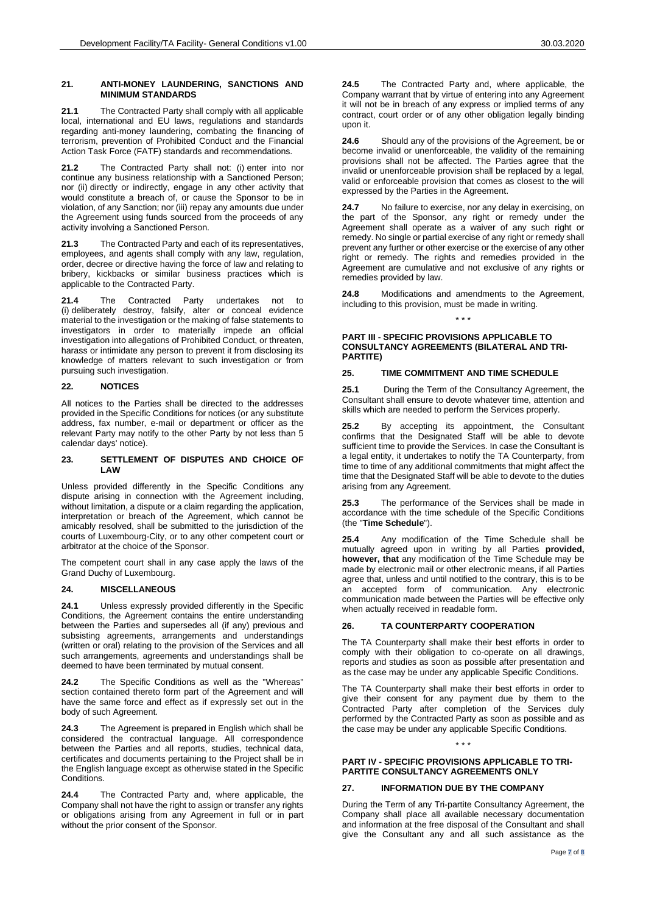## 21. ANTI-MONEY LAUNDERING, SANCTIONS AND MINIMUM STANDARDS

**21.1** The Contracted Party shall comply with all applicable local, international and EU laws, regulations and standards regarding anti-money laundering, combating the financing of terrorism, prevention of Prohibited Conduct and the Financial Action Task Force (FATF) standards and recommendations.

**21.2** The Contracted Party shall not: (i) enter into nor continue any business relationship with a Sanctioned Person; nor (ii) directly or indirectly, engage in any other activity that would constitute a breach of, or cause the Sponsor to be in violation, of any Sanction; nor (iii) repay any amounts due under the Agreement using funds sourced from the proceeds of any activity involving a Sanctioned Person.

**21.3** The Contracted Party and each of its representatives, employees, and agents shall comply with any law, regulation, order, decree or directive having the force of law and relating to bribery, kickbacks or similar business practices which is applicable to the Contracted Party.

**21.4** The Contracted Party undertakes not to (i) deliberately destroy, falsify, alter or conceal evidence material to the investigation or the making of false statements to investigators in order to materially impede an official investigation into allegations of Prohibited Conduct, or threaten, harass or intimidate any person to prevent it from disclosing its knowledge of matters relevant to such investigation or from pursuing such investigation.

## 22. NOTICES

All notices to the Parties shall be directed to the addresses provided in the Specific Conditions for notices (or any substitute address, fax number, e-mail or department or officer as the relevant Party may notify to the other Party by not less than 5 calendar days' notice).

## 23. SETTLEMENT OF DISPUTES AND CHOICE OF LAW

Unless provided differently in the Specific Conditions any dispute arising in connection with the Agreement including, without limitation, a dispute or a claim regarding the application, interpretation or breach of the Agreement, which cannot be amicably resolved, shall be submitted to the jurisdiction of the courts of Luxembourg-City, or to any other competent court or arbitrator at the choice of the Sponsor.

The competent court shall in any case apply the laws of the Grand Duchy of Luxembourg.

## 24. MISCELLANEOUS

**24.1** Unless expressly provided differently in the Specific Conditions, the Agreement contains the entire understanding between the Parties and supersedes all (if any) previous and subsisting agreements, arrangements and understandings (written or oral) relating to the provision of the Services and all such arrangements, agreements and understandings shall be deemed to have been terminated by mutual consent.

**24.2** The Specific Conditions as well as the "Whereas" section contained thereto form part of the Agreement and will have the same force and effect as if expressly set out in the body of such Agreement.

**24.3** The Agreement is prepared in English which shall be considered the contractual language. All correspondence between the Parties and all reports, studies, technical data, certificates and documents pertaining to the Project shall be in the English language except as otherwise stated in the Specific Conditions.

**24.4** The Contracted Party and, where applicable, the Company shall not have the right to assign or transfer any rights or obligations arising from any Agreement in full or in part without the prior consent of the Sponsor.

**24.5** The Contracted Party and, where applicable, the Company warrant that by virtue of entering into any Agreement it will not be in breach of any express or implied terms of any contract, court order or of any other obligation legally binding upon it.

**24.6** Should any of the provisions of the Agreement, be or become invalid or unenforceable, the validity of the remaining provisions shall not be affected. The Parties agree that the invalid or unenforceable provision shall be replaced by a legal, valid or enforceable provision that comes as closest to the will expressed by the Parties in the Agreement.

**24.7** No failure to exercise, nor any delay in exercising, on the part of the Sponsor, any right or remedy under the Agreement shall operate as a waiver of any such right or remedy. No single or partial exercise of any right or remedy shall prevent any further or other exercise or the exercise of any other right or remedy. The rights and remedies provided in the Agreement are cumulative and not exclusive of any rights or remedies provided by law.

**24.8** Modifications and amendments to the Agreement, including to this provision, must be made in writing.

\* \* \*

# PART III - SPECIFIC PROVISIONS APPLICABLE TO CONSULTANCY AGREEMENTS (BILATERAL AND TRI-PARTITE)

## 25. TIME COMMITMENT AND TIME SCHEDULE

**25.1** During the Term of the Consultancy Agreement, the Consultant shall ensure to devote whatever time, attention and skills which are needed to perform the Services properly.

**25.2** By accepting its appointment, the Consultant confirms that the Designated Staff will be able to devote sufficient time to provide the Services. In case the Consultant is a legal entity, it undertakes to notify the TA Counterparty, from time to time of any additional commitments that might affect the time that the Designated Staff will be able to devote to the duties arising from any Agreement.

**25.3** The performance of the Services shall be made in accordance with the time schedule of the Specific Conditions (the "**Time Schedule**").

**25.4** Any modification of the Time Schedule shall be mutually agreed upon in writing by all Parties **provided, however, that** any modification of the Time Schedule may be made by electronic mail or other electronic means, if all Parties agree that, unless and until notified to the contrary, this is to be an accepted form of communication. Any electronic communication made between the Parties will be effective only when actually received in readable form.

## 26. TA COUNTERPARTY COOPERATION

The TA Counterparty shall make their best efforts in order to comply with their obligation to co-operate on all drawings, reports and studies as soon as possible after presentation and as the case may be under any applicable Specific Conditions.

The TA Counterparty shall make their best efforts in order to give their consent for any payment due by them to the Contracted Party after completion of the Services duly performed by the Contracted Party as soon as possible and as the case may be under any applicable Specific Conditions.

\* \* \*

# PART IV - SPECIFIC PROVISIONS APPLICABLE TO TRI-PARTITE CONSULTANCY AGREEMENTS ONLY

## 27. INFORMATION DUE BY THE COMPANY

During the Term of any Tri-partite Consultancy Agreement, the Company shall place all available necessary documentation and information at the free disposal of the Consultant and shall give the Consultant any and all such assistance as the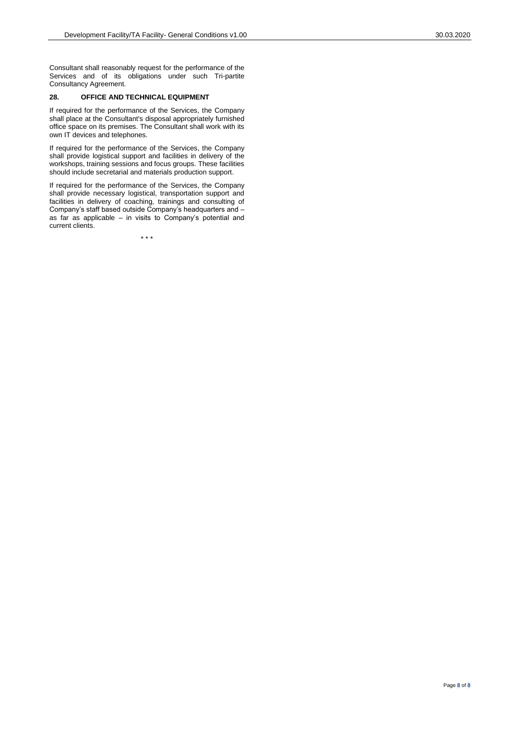Consultant shall reasonably request for the performance of the Services and of its obligations under such Tri-partite Consultancy Agreement.

## 28. OFFICE AND TECHNICAL EQUIPMENT

If required for the performance of the Services, the Company shall place at the Consultant's disposal appropriately furnished office space on its premises. The Consultant shall work with its own IT devices and telephones.

If required for the performance of the Services, the Company shall provide logistical support and facilities in delivery of the workshops, training sessions and focus groups. These facilities should include secretarial and materials production support.

If required for the performance of the Services, the Company shall provide necessary logistical, transportation support and facilities in delivery of coaching, trainings and consulting of Company's staff based outside Company's headquarters and – as far as applicable – in visits to Company's potential and current clients.

\* \* \*